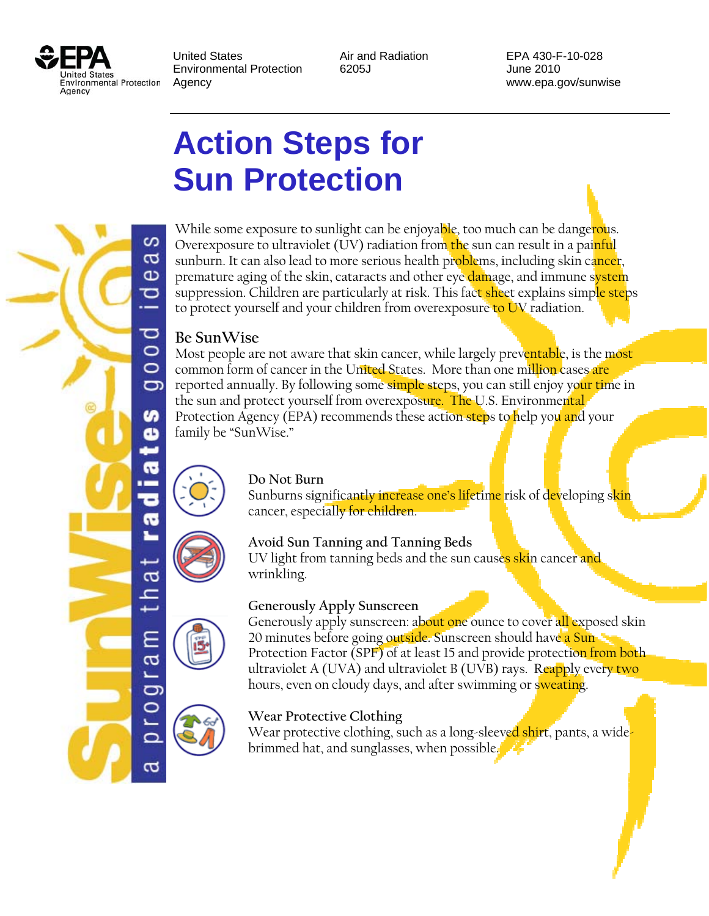United States Environmental Protection Agency

Air and Radiation 6205J

EPA 430-F-10-028
June 2010
www.epa.gov/sunwise

# Action Steps for Sun Protection

SunWise® a program that **radiates** good ideas

While some exposure to sunlight can be enjoyable, too much can be dangerous. Overexposure to ultraviolet (UV) radiation from the sun can result in a painful sunburn. It can also lead to more serious health problems, including skin cancer, premature aging of the skin, cataracts and other eye damage, and immune system suppression. Children are particularly at risk. This fact sheet explains simple steps to protect yourself and your children from overexposure to UV radiation.

## Be SunWise

Most people are not aware that skin cancer, while largely preventable, is the most common form of cancer in the United States. More than one million cases are reported annually. By following some simple steps, you can still enjoy your time in the sun and protect yourself from overexposure. The U.S. Environmental Protection Agency (EPA) recommends these action steps to help you and your family be "SunWise."

### Do Not Burn

Sunburns significantly increase one's lifetime risk of developing skin cancer, especially for children.

### Avoid Sun Tanning and Tanning Beds

UV light from tanning beds and the sun causes skin cancer and wrinkling.

### Generously Apply Sunscreen

Generously apply sunscreen: about one ounce to cover all exposed skin 20 minutes before going outside. Sunscreen should have a Sun Protection Factor (SPF) of at least 15 and provide protection from both ultraviolet A (UVA) and ultraviolet B (UVB) rays. Reapply every two hours, even on cloudy days, and after swimming or sweating.

### Wear Protective Clothing

Wear protective clothing, such as a long-sleeved shirt, pants, a wide-brimmed hat, and sunglasses, when possible.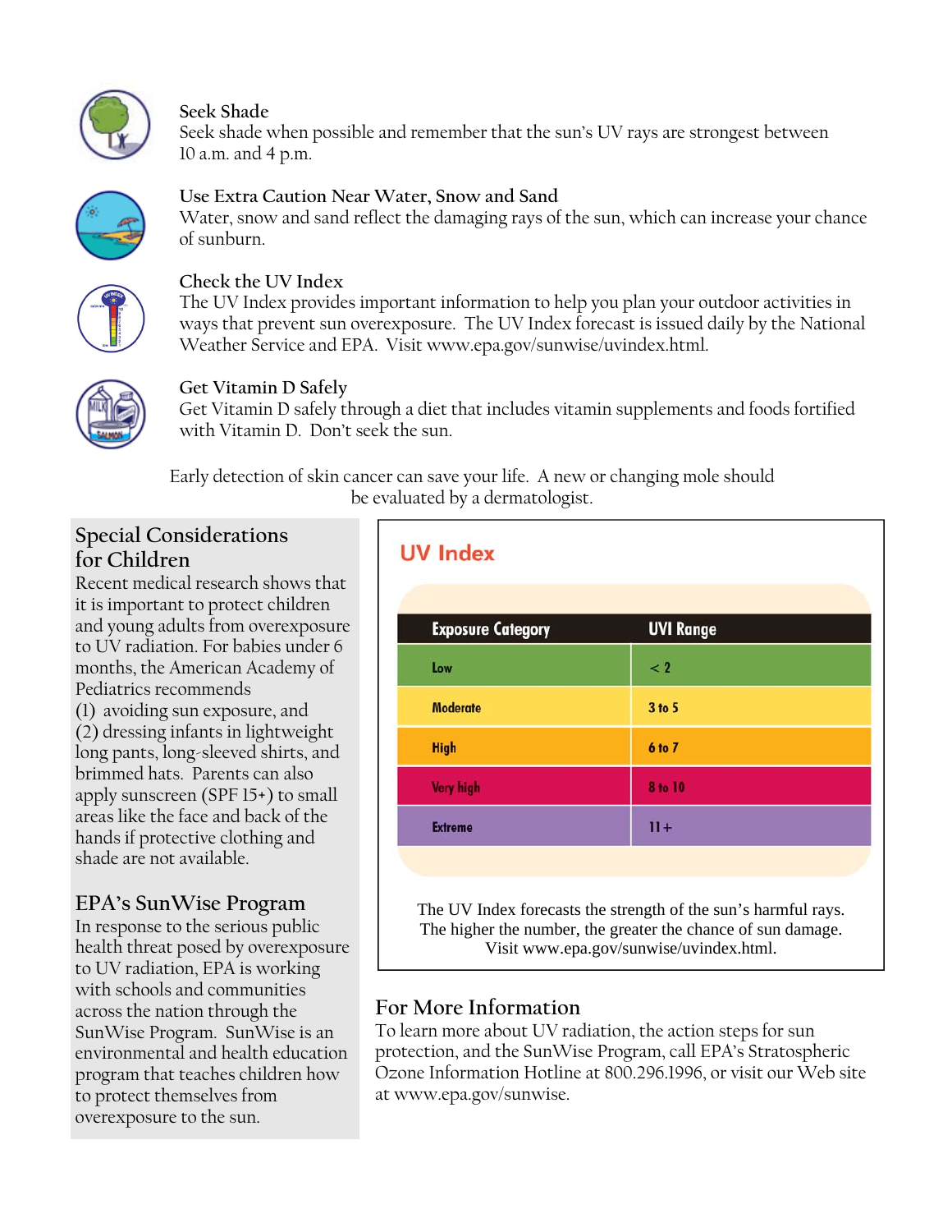### Seek Shade

Seek shade when possible and remember that the sun's UV rays are strongest between 10 a.m. and 4 p.m.

### Use Extra Caution Near Water, Snow and Sand

Water, snow and sand reflect the damaging rays of the sun, which can increase your chance of sunburn.

### Check the UV Index

The UV Index provides important information to help you plan your outdoor activities in ways that prevent sun overexposure. The UV Index forecast is issued daily by the National Weather Service and EPA. Visit www.epa.gov/sunwise/uvindex.html.

### Get Vitamin D Safely

Get Vitamin D safely through a diet that includes vitamin supplements and foods fortified with Vitamin D. Don't seek the sun.

Early detection of skin cancer can save your life. A new or changing mole should be evaluated by a dermatologist.

## Special Considerations for Children

Recent medical research shows that it is important to protect children and young adults from overexposure to UV radiation. For babies under 6 months, the American Academy of Pediatrics recommends
(1) avoiding sun exposure, and
(2) dressing infants in lightweight long pants, long-sleeved shirts, and brimmed hats. Parents can also apply sunscreen (SPF 15+) to small areas like the face and back of the hands if protective clothing and shade are not available.

## EPA's SunWise Program

In response to the serious public health threat posed by overexposure to UV radiation, EPA is working with schools and communities across the nation through the SunWise Program. SunWise is an environmental and health education program that teaches children how to protect themselves from overexposure to the sun.

## UV Index

| Exposure Category | UVI Range |
|---|---|
| Low | < 2 |
| Moderate | 3 to 5 |
| High | 6 to 7 |
| Very high | 8 to 10 |
| Extreme | 11+ |

The UV Index forecasts the strength of the sun's harmful rays. The higher the number, the greater the chance of sun damage. Visit www.epa.gov/sunwise/uvindex.html.

## For More Information

To learn more about UV radiation, the action steps for sun protection, and the SunWise Program, call EPA's Stratospheric Ozone Information Hotline at 800.296.1996, or visit our Web site at www.epa.gov/sunwise.